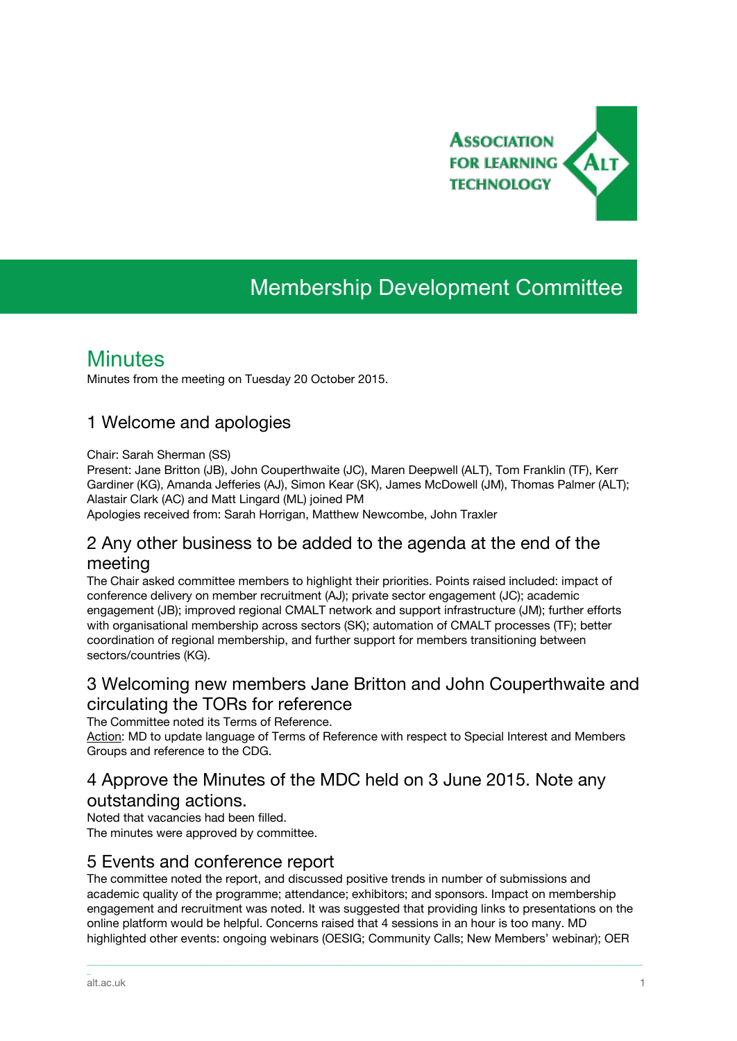Association for Learning Technology

# Membership Development Committee

## Minutes

Minutes from the meeting on Tuesday 20 October 2015.

### 1 Welcome and apologies

Chair: Sarah Sherman (SS)
Present: Jane Britton (JB), John Couperthwaite (JC), Maren Deepwell (ALT), Tom Franklin (TF), Kerr Gardiner (KG), Amanda Jefferies (AJ), Simon Kear (SK), James McDowell (JM), Thomas Palmer (ALT); Alastair Clark (AC) and Matt Lingard (ML) joined PM
Apologies received from: Sarah Horrigan, Matthew Newcombe, John Traxler

### 2 Any other business to be added to the agenda at the end of the meeting

The Chair asked committee members to highlight their priorities. Points raised included: impact of conference delivery on member recruitment (AJ); private sector engagement (JC); academic engagement (JB); improved regional CMALT network and support infrastructure (JM); further efforts with organisational membership across sectors (SK); automation of CMALT processes (TF); better coordination of regional membership, and further support for members transitioning between sectors/countries (KG).

### 3 Welcoming new members Jane Britton and John Couperthwaite and circulating the TORs for reference

The Committee noted its Terms of Reference.
Action: MD to update language of Terms of Reference with respect to Special Interest and Members Groups and reference to the CDG.

### 4 Approve the Minutes of the MDC held on 3 June 2015. Note any outstanding actions.

Noted that vacancies had been filled.
The minutes were approved by committee.

### 5 Events and conference report

The committee noted the report, and discussed positive trends in number of submissions and academic quality of the programme; attendance; exhibitors; and sponsors. Impact on membership engagement and recruitment was noted. It was suggested that providing links to presentations on the online platform would be helpful. Concerns raised that 4 sessions in an hour is too many. MD highlighted other events: ongoing webinars (OESIG; Community Calls; New Members' webinar); OER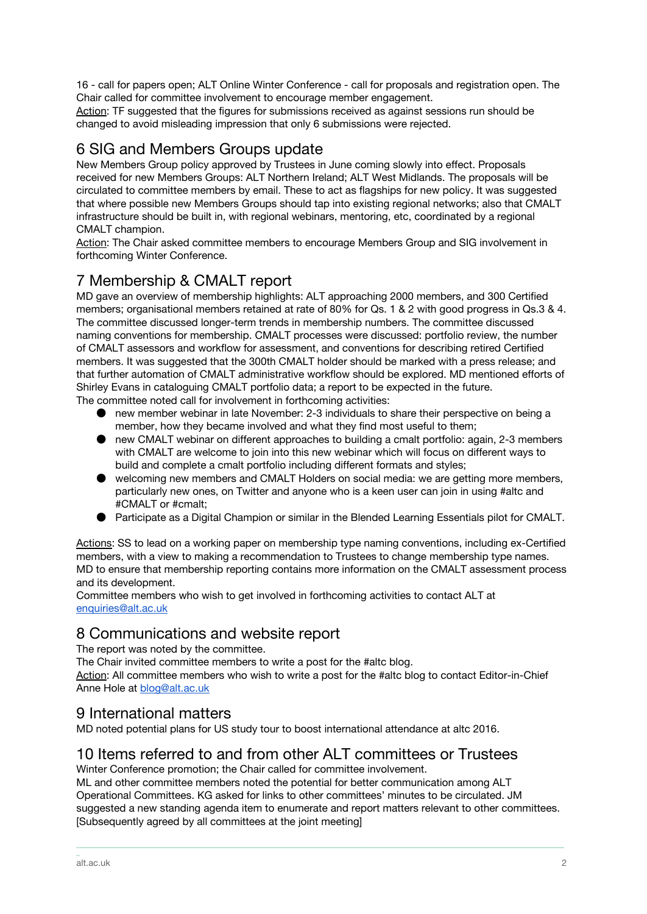16 - call for papers open; ALT Online Winter Conference - call for proposals and registration open. The Chair called for committee involvement to encourage member engagement.
Action: TF suggested that the figures for submissions received as against sessions run should be changed to avoid misleading impression that only 6 submissions were rejected.

## 6 SIG and Members Groups update

New Members Group policy approved by Trustees in June coming slowly into effect. Proposals received for new Members Groups: ALT Northern Ireland; ALT West Midlands. The proposals will be circulated to committee members by email. These to act as flagships for new policy. It was suggested that where possible new Members Groups should tap into existing regional networks; also that CMALT infrastructure should be built in, with regional webinars, mentoring, etc, coordinated by a regional CMALT champion.
Action: The Chair asked committee members to encourage Members Group and SIG involvement in forthcoming Winter Conference.

## 7 Membership & CMALT report

MD gave an overview of membership highlights: ALT approaching 2000 members, and 300 Certified members; organisational members retained at rate of 80% for Qs. 1 & 2 with good progress in Qs.3 & 4. The committee discussed longer-term trends in membership numbers. The committee discussed naming conventions for membership. CMALT processes were discussed: portfolio review, the number of CMALT assessors and workflow for assessment, and conventions for describing retired Certified members. It was suggested that the 300th CMALT holder should be marked with a press release; and that further automation of CMALT administrative workflow should be explored. MD mentioned efforts of Shirley Evans in cataloguing CMALT portfolio data; a report to be expected in the future.
The committee noted call for involvement in forthcoming activities:

- new member webinar in late November: 2-3 individuals to share their perspective on being a member, how they became involved and what they find most useful to them;
- new CMALT webinar on different approaches to building a cmalt portfolio: again, 2-3 members with CMALT are welcome to join into this new webinar which will focus on different ways to build and complete a cmalt portfolio including different formats and styles;
- welcoming new members and CMALT Holders on social media: we are getting more members, particularly new ones, on Twitter and anyone who is a keen user can join in using #altc and #CMALT or #cmalt;
- Participate as a Digital Champion or similar in the Blended Learning Essentials pilot for CMALT.

Actions: SS to lead on a working paper on membership type naming conventions, including ex-Certified members, with a view to making a recommendation to Trustees to change membership type names. MD to ensure that membership reporting contains more information on the CMALT assessment process and its development.
Committee members who wish to get involved in forthcoming activities to contact ALT at enquiries@alt.ac.uk

## 8 Communications and website report

The report was noted by the committee.
The Chair invited committee members to write a post for the #altc blog.
Action: All committee members who wish to write a post for the #altc blog to contact Editor-in-Chief Anne Hole at blog@alt.ac.uk

## 9 International matters

MD noted potential plans for US study tour to boost international attendance at altc 2016.

## 10 Items referred to and from other ALT committees or Trustees

Winter Conference promotion; the Chair called for committee involvement.
ML and other committee members noted the potential for better communication among ALT Operational Committees. KG asked for links to other committees' minutes to be circulated. JM suggested a new standing agenda item to enumerate and report matters relevant to other committees. [Subsequently agreed by all committees at the joint meeting]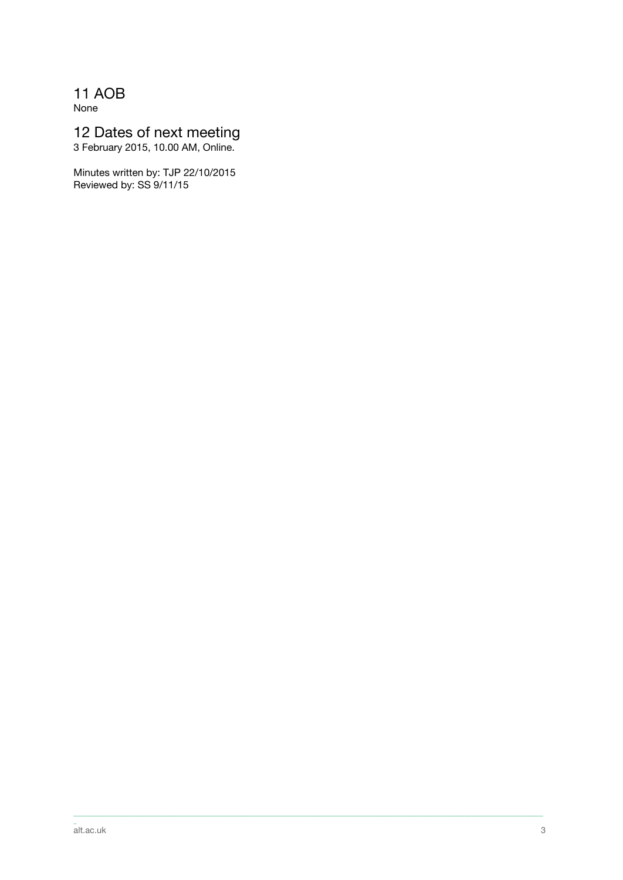## 11 AOB

None

## 12 Dates of next meeting

3 February 2015, 10.00 AM, Online.

Minutes written by: TJP 22/10/2015
Reviewed by: SS 9/11/15